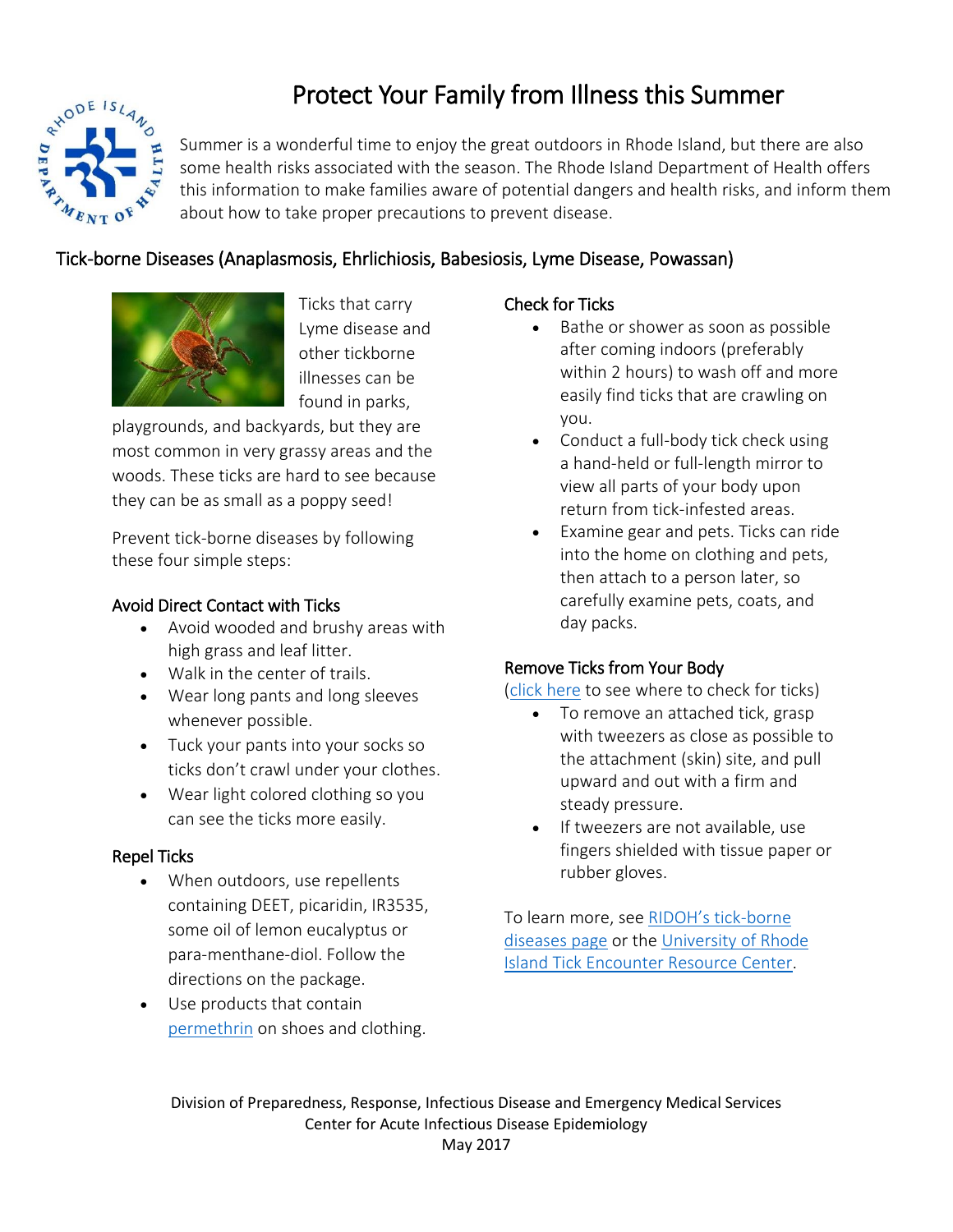# Protect Your Family from Illness this Summer

Summer is a wonderful time to enjoy the great outdoors in Rhode Island, but there are also some health risks associated with the season. The Rhode Island Department of Health offers this information to make families aware of potential dangers and health risks, and inform them about how to take proper precautions to prevent disease.

## Tick-borne Diseases (Anaplasmosis, Ehrlichiosis, Babesiosis, Lyme Disease, Powassan)

Ticks that carry Lyme disease and other tickborne illnesses can be found in parks, playgrounds, and backyards, but they are most common in very grassy areas and the woods. These ticks are hard to see because they can be as small as a poppy seed!

Prevent tick-borne diseases by following these four simple steps:

### Avoid Direct Contact with Ticks

- Avoid wooded and brushy areas with high grass and leaf litter.
- Walk in the center of trails.
- Wear long pants and long sleeves whenever possible.
- Tuck your pants into your socks so ticks don't crawl under your clothes.
- Wear light colored clothing so you can see the ticks more easily.

### Repel Ticks

- When outdoors, use repellents containing DEET, picaridin, IR3535, some oil of lemon eucalyptus or para-menthane-diol. Follow the directions on the package.
- Use products that contain permethrin on shoes and clothing.

### Check for Ticks

- Bathe or shower as soon as possible after coming indoors (preferably within 2 hours) to wash off and more easily find ticks that are crawling on you.
- Conduct a full-body tick check using a hand-held or full-length mirror to view all parts of your body upon return from tick-infested areas.
- Examine gear and pets. Ticks can ride into the home on clothing and pets, then attach to a person later, so carefully examine pets, coats, and day packs.

### Remove Ticks from Your Body

(click here to see where to check for ticks)

- To remove an attached tick, grasp with tweezers as close as possible to the attachment (skin) site, and pull upward and out with a firm and steady pressure.
- If tweezers are not available, use fingers shielded with tissue paper or rubber gloves.

To learn more, see RIDOH's tick-borne diseases page or the University of Rhode Island Tick Encounter Resource Center.

Division of Preparedness, Response, Infectious Disease and Emergency Medical Services
Center for Acute Infectious Disease Epidemiology
May 2017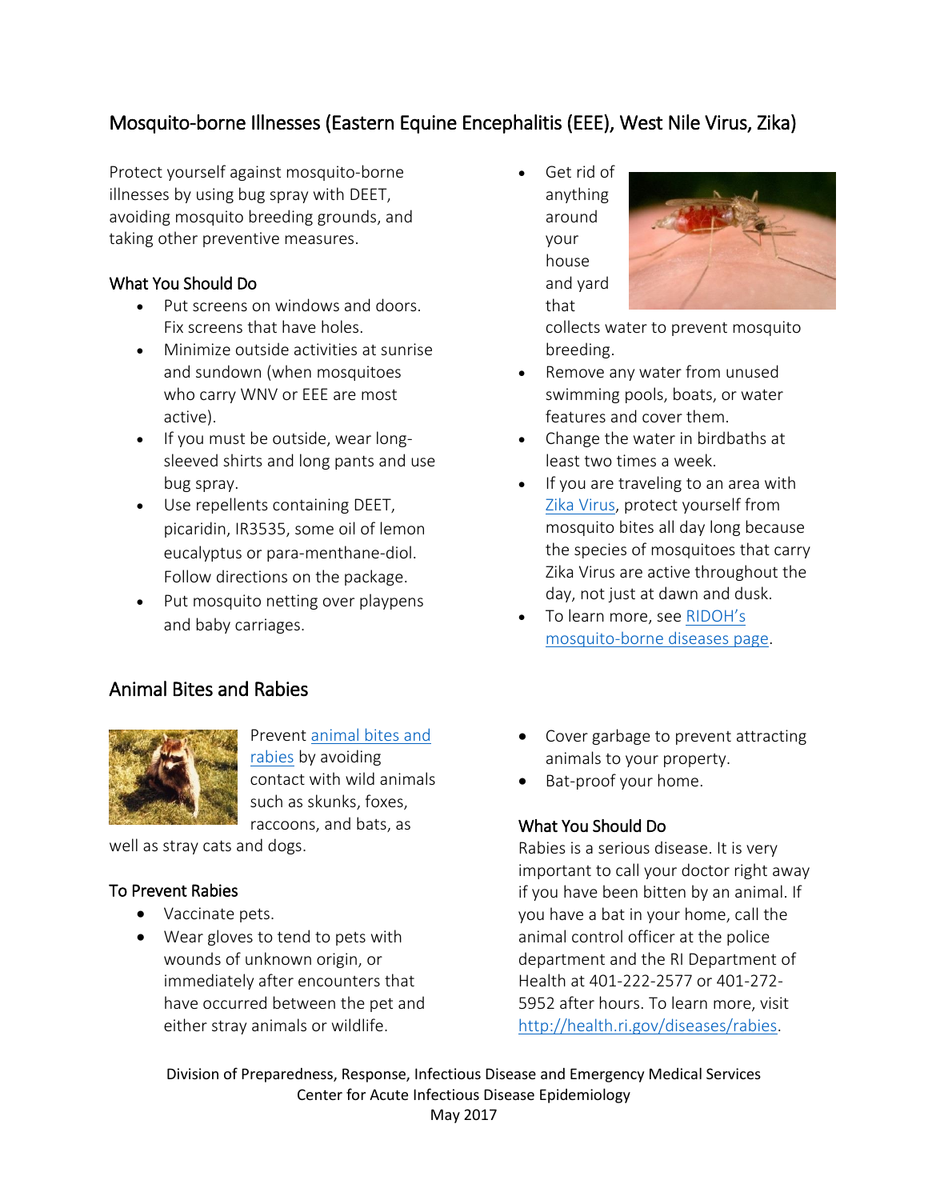## Mosquito-borne Illnesses (Eastern Equine Encephalitis (EEE), West Nile Virus, Zika)

Protect yourself against mosquito-borne illnesses by using bug spray with DEET, avoiding mosquito breeding grounds, and taking other preventive measures.

### What You Should Do

- Put screens on windows and doors. Fix screens that have holes.
- Minimize outside activities at sunrise and sundown (when mosquitoes who carry WNV or EEE are most active).
- If you must be outside, wear long-sleeved shirts and long pants and use bug spray.
- Use repellents containing DEET, picaridin, IR3535, some oil of lemon eucalyptus or para-menthane-diol. Follow directions on the package.
- Put mosquito netting over playpens and baby carriages.
- Get rid of anything around your house and yard that collects water to prevent mosquito breeding.
- Remove any water from unused swimming pools, boats, or water features and cover them.
- Change the water in birdbaths at least two times a week.
- If you are traveling to an area with Zika Virus, protect yourself from mosquito bites all day long because the species of mosquitoes that carry Zika Virus are active throughout the day, not just at dawn and dusk.
- To learn more, see RIDOH's mosquito-borne diseases page.

## Animal Bites and Rabies

Prevent animal bites and rabies by avoiding contact with wild animals such as skunks, foxes, raccoons, and bats, as well as stray cats and dogs.

### To Prevent Rabies

- Vaccinate pets.
- Wear gloves to tend to pets with wounds of unknown origin, or immediately after encounters that have occurred between the pet and either stray animals or wildlife.
- Cover garbage to prevent attracting animals to your property.
- Bat-proof your home.

### What You Should Do

Rabies is a serious disease. It is very important to call your doctor right away if you have been bitten by an animal. If you have a bat in your home, call the animal control officer at the police department and the RI Department of Health at 401-222-2577 or 401-272-5952 after hours. To learn more, visit http://health.ri.gov/diseases/rabies.

Division of Preparedness, Response, Infectious Disease and Emergency Medical Services
Center for Acute Infectious Disease Epidemiology
May 2017